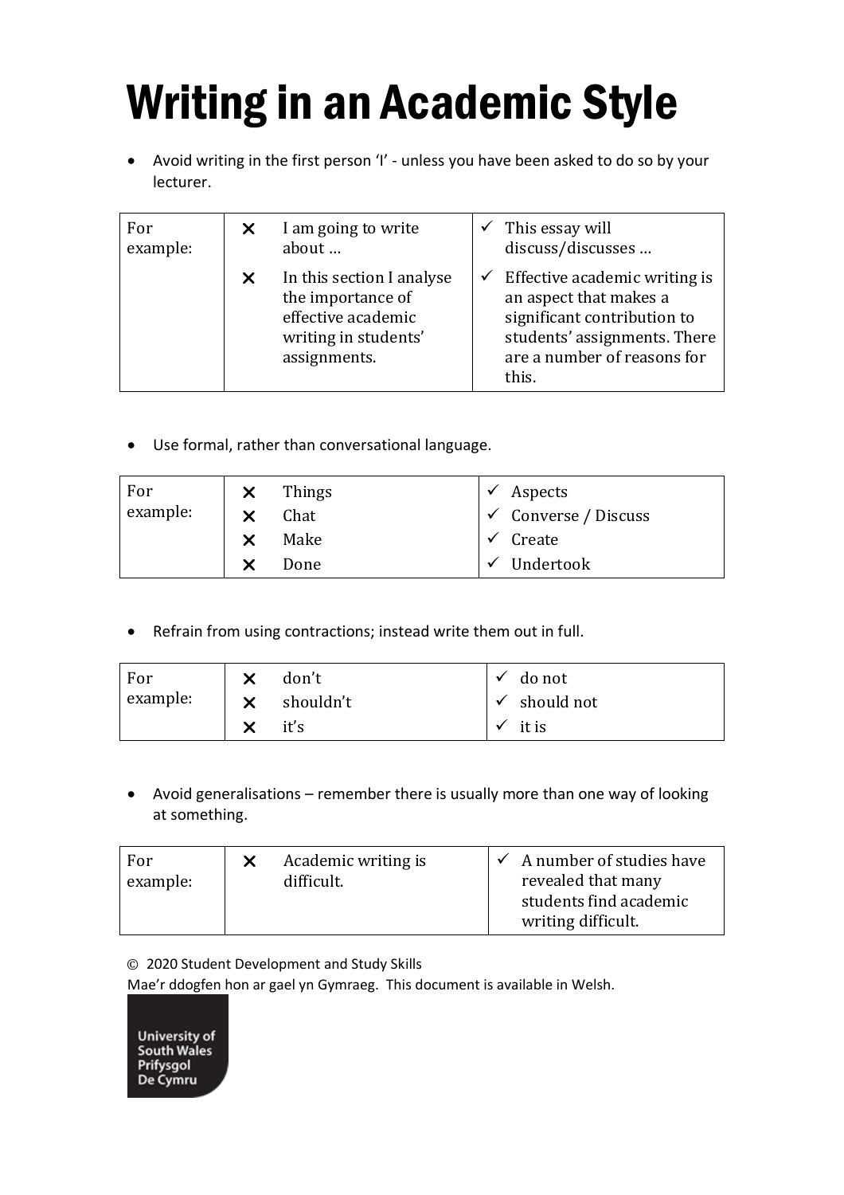# Writing in an Academic Style

- Avoid writing in the first person 'I' - unless you have been asked to do so by your lecturer.

| For example: | | |
|---|---|---|
| | ✗ I am going to write about … | ✓ This essay will discuss/discusses … |
| | ✗ In this section I analyse the importance of effective academic writing in students' assignments. | ✓ Effective academic writing is an aspect that makes a significant contribution to students' assignments. There are a number of reasons for this. |

- Use formal, rather than conversational language.

| For example: | | |
|---|---|---|
| | ✗ Things | ✓ Aspects |
| | ✗ Chat | ✓ Converse / Discuss |
| | ✗ Make | ✓ Create |
| | ✗ Done | ✓ Undertook |

- Refrain from using contractions; instead write them out in full.

| For example: | | |
|---|---|---|
| | ✗ don't | ✓ do not |
| | ✗ shouldn't | ✓ should not |
| | ✗ it's | ✓ it is |

- Avoid generalisations – remember there is usually more than one way of looking at something.

| For example: | | |
|---|---|---|
| | ✗ Academic writing is difficult. | ✓ A number of studies have revealed that many students find academic writing difficult. |

© 2020 Student Development and Study Skills
Mae'r ddogfen hon ar gael yn Gymraeg. This document is available in Welsh.

University of South Wales
Prifysgol De Cymru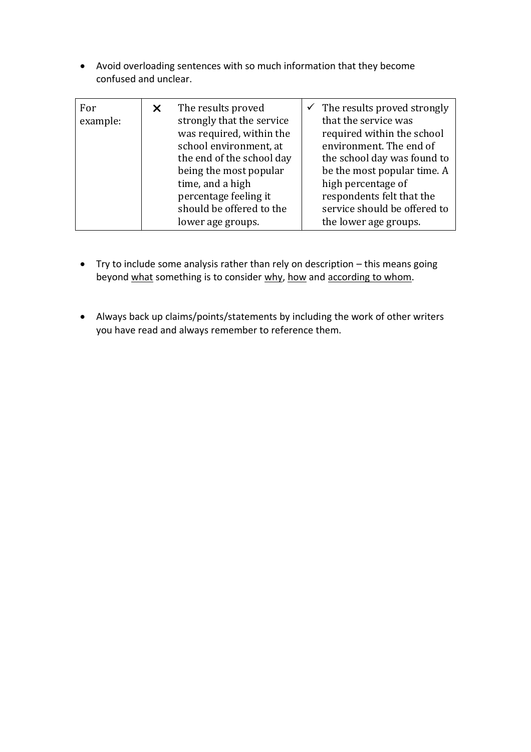- Avoid overloading sentences with so much information that they become confused and unclear.

| | | | |
|---|---|---|---|
| For example: | ✕ | The results proved strongly that the service was required, within the school environment, at the end of the school day being the most popular time, and a high percentage feeling it should be offered to the lower age groups. | ✓ The results proved strongly that the service was required within the school environment. The end of the school day was found to be the most popular time. A high percentage of respondents felt that the service should be offered to the lower age groups. |

- Try to include some analysis rather than rely on description – this means going beyond what something is to consider why, how and according to whom.

- Always back up claims/points/statements by including the work of other writers you have read and always remember to reference them.